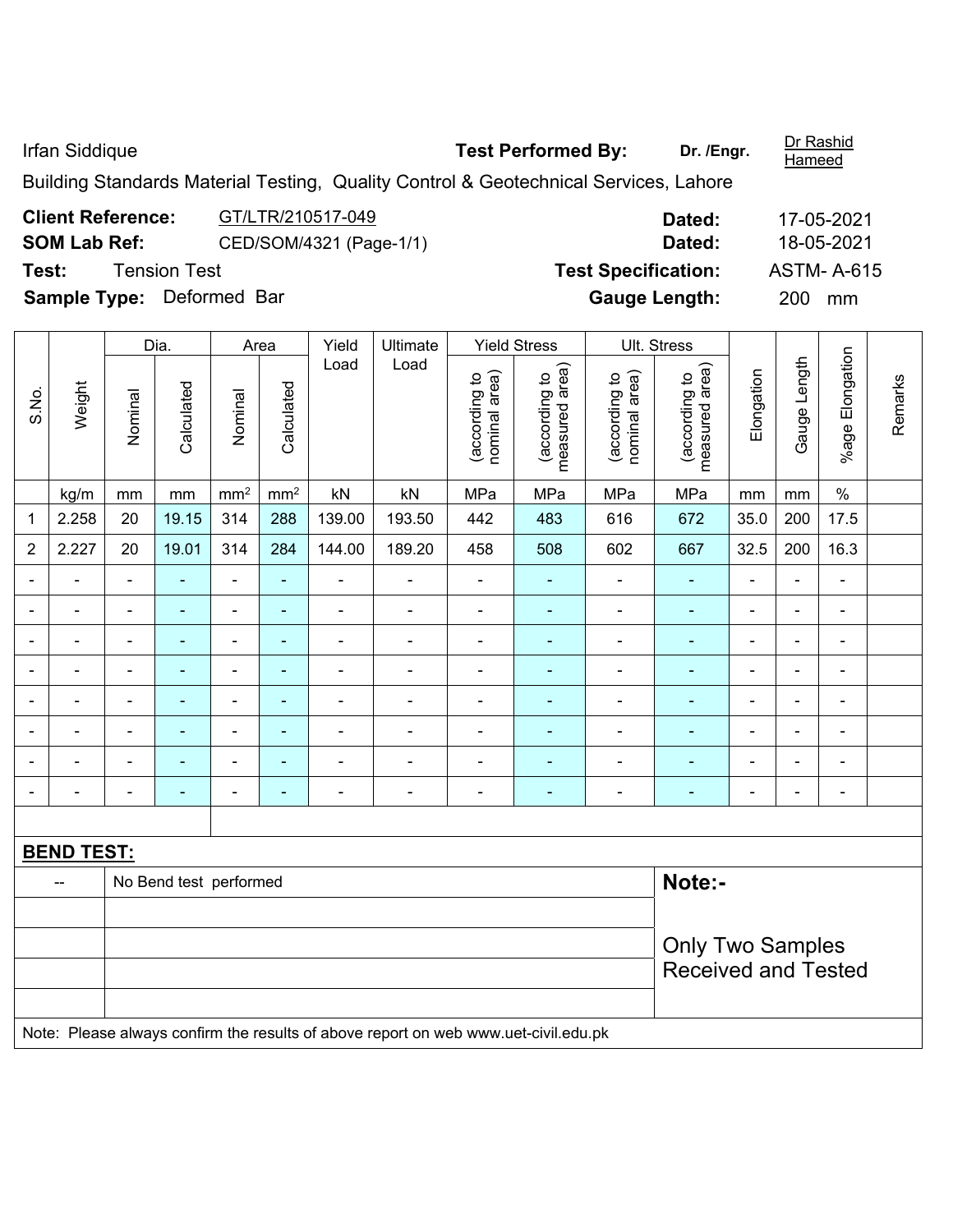Irfan Siddique **Test Performed By:** **Dr. /Engr.** Dr Rashid Hameed

Building Standards Material Testing, Quality Control & Geotechnical Services, Lahore

**Client Reference:** GT/LTR/210517-049 **Dated:** 17-05-2021

**SOM Lab Ref:** CED/SOM/4321 (Page-1/1) **Dated:** 18-05-2021

**Test:** Tension Test **Test Specification:** ASTM- A-615

**Sample Type:** Deformed Bar **Gauge Length:** 200 mm

| S.No. | Weight | Dia. | | Area | | Yield Load | Ultimate Load | Yield Stress | | Ult. Stress | | Elongation | Gauge Length | %age Elongation | Remarks |
|---|---|---|---|---|---|---|---|---|---|---|---|---|---|---|---|
| | | Nominal | Calculated | Nominal | Calculated | | | (according to nominal area) | (according to measured area) | (according to nominal area) | (according to measured area) | | | | |
| | kg/m | mm | mm | mm² | mm² | kN | kN | MPa | MPa | MPa | MPa | mm | mm | % | |
| 1 | 2.258 | 20 | 19.15 | 314 | 288 | 139.00 | 193.50 | 442 | 483 | 616 | 672 | 35.0 | 200 | 17.5 | |
| 2 | 2.227 | 20 | 19.01 | 314 | 284 | 144.00 | 189.20 | 458 | 508 | 602 | 667 | 32.5 | 200 | 16.3 | |
| - | - | - | - | - | - | - | - | - | - | - | - | - | - | - | |
| - | - | - | - | - | - | - | - | - | - | - | - | - | - | - | |
| - | - | - | - | - | - | - | - | - | - | - | - | - | - | - | |
| - | - | - | - | - | - | - | - | - | - | - | - | - | - | - | |
| - | - | - | - | - | - | - | - | - | - | - | - | - | - | - | |
| - | - | - | - | - | - | - | - | - | - | - | - | - | - | - | |
| - | - | - | - | - | - | - | - | - | - | - | - | - | - | - | |
| - | - | - | - | - | - | - | - | - | - | - | - | - | - | - | |

**BEND TEST:**

| -- | No Bend test performed | **Note:-** |
|---|---|---|
| | | Only Two Samples Received and Tested |

Note: Please always confirm the results of above report on web www.uet-civil.edu.pk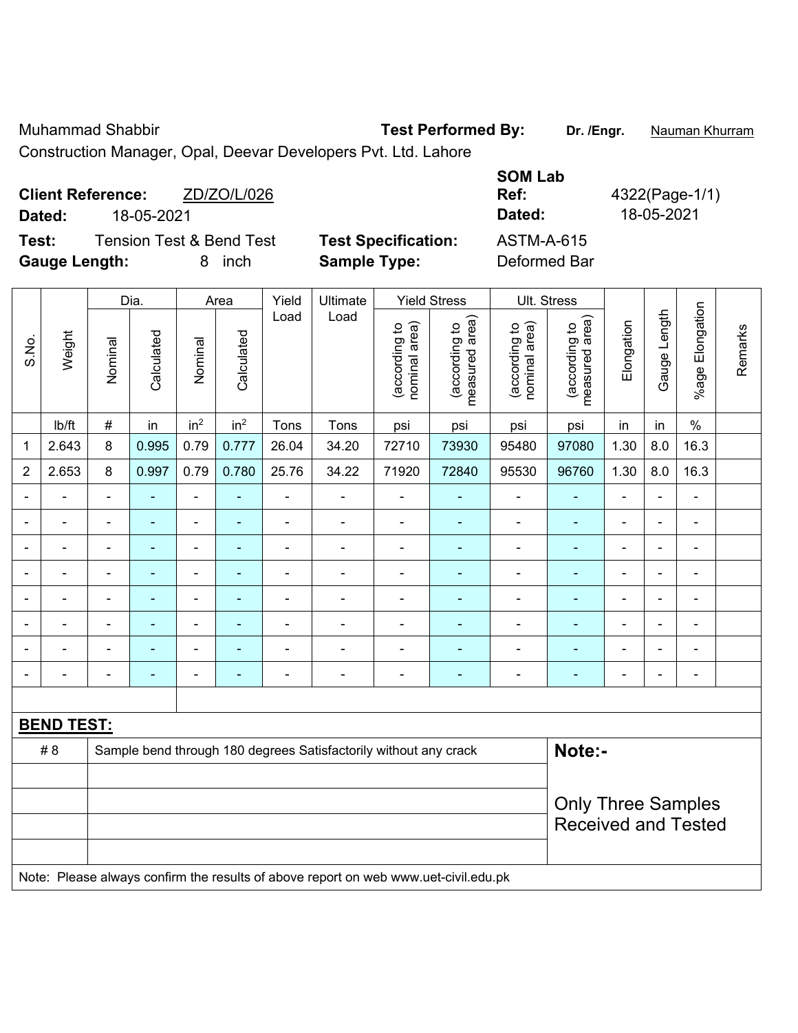Muhammad Shabbir **Test Performed By:** **Dr. /Engr.** Nauman Khurram

Construction Manager, Opal, Deevar Developers Pvt. Ltd. Lahore

**Client Reference:** ZD/ZO/L/026

**Dated:** 18-05-2021

**SOM Lab Ref:** 4322(Page-1/1)

**Dated:** 18-05-2021

**Test:** Tension Test & Bend Test

**Test Specification:** ASTM-A-615

**Gauge Length:** 8 inch

**Sample Type:** Deformed Bar

| S.No. | Weight | Dia. | | Area | | Yield Load | Ultimate Load | Yield Stress | | Ult. Stress | | Elongation | Gauge Length | %age Elongation | Remarks |
|---|---|---|---|---|---|---|---|---|---|---|---|---|---|---|---|
| | | Nominal | Calculated | Nominal | Calculated | | | (according to nominal area) | (according to measured area) | (according to nominal area) | (according to measured area) | | | | |
| | lb/ft | # | in | in² | in² | Tons | Tons | psi | psi | psi | psi | in | in | % | |
| 1 | 2.643 | 8 | 0.995 | 0.79 | 0.777 | 26.04 | 34.20 | 72710 | 73930 | 95480 | 97080 | 1.30 | 8.0 | 16.3 | |
| 2 | 2.653 | 8 | 0.997 | 0.79 | 0.780 | 25.76 | 34.22 | 71920 | 72840 | 95530 | 96760 | 1.30 | 8.0 | 16.3 | |
| - | - | - | - | - | - | - | - | - | - | - | - | - | - | - | |
| - | - | - | - | - | - | - | - | - | - | - | - | - | - | - | |
| - | - | - | - | - | - | - | - | - | - | - | - | - | - | - | |
| - | - | - | - | - | - | - | - | - | - | - | - | - | - | - | |
| - | - | - | - | - | - | - | - | - | - | - | - | - | - | - | |
| - | - | - | - | - | - | - | - | - | - | - | - | - | - | - | |
| - | - | - | - | - | - | - | - | - | - | - | - | - | - | - | |
| - | - | - | - | - | - | - | - | - | - | - | - | - | - | - | |

**BEND TEST:**

| | | |
|---|---|---|
| # 8 | Sample bend through 180 degrees Satisfactorily without any crack | **Note:-** |
| | | Only Three Samples Received and Tested |

Note: Please always confirm the results of above report on web www.uet-civil.edu.pk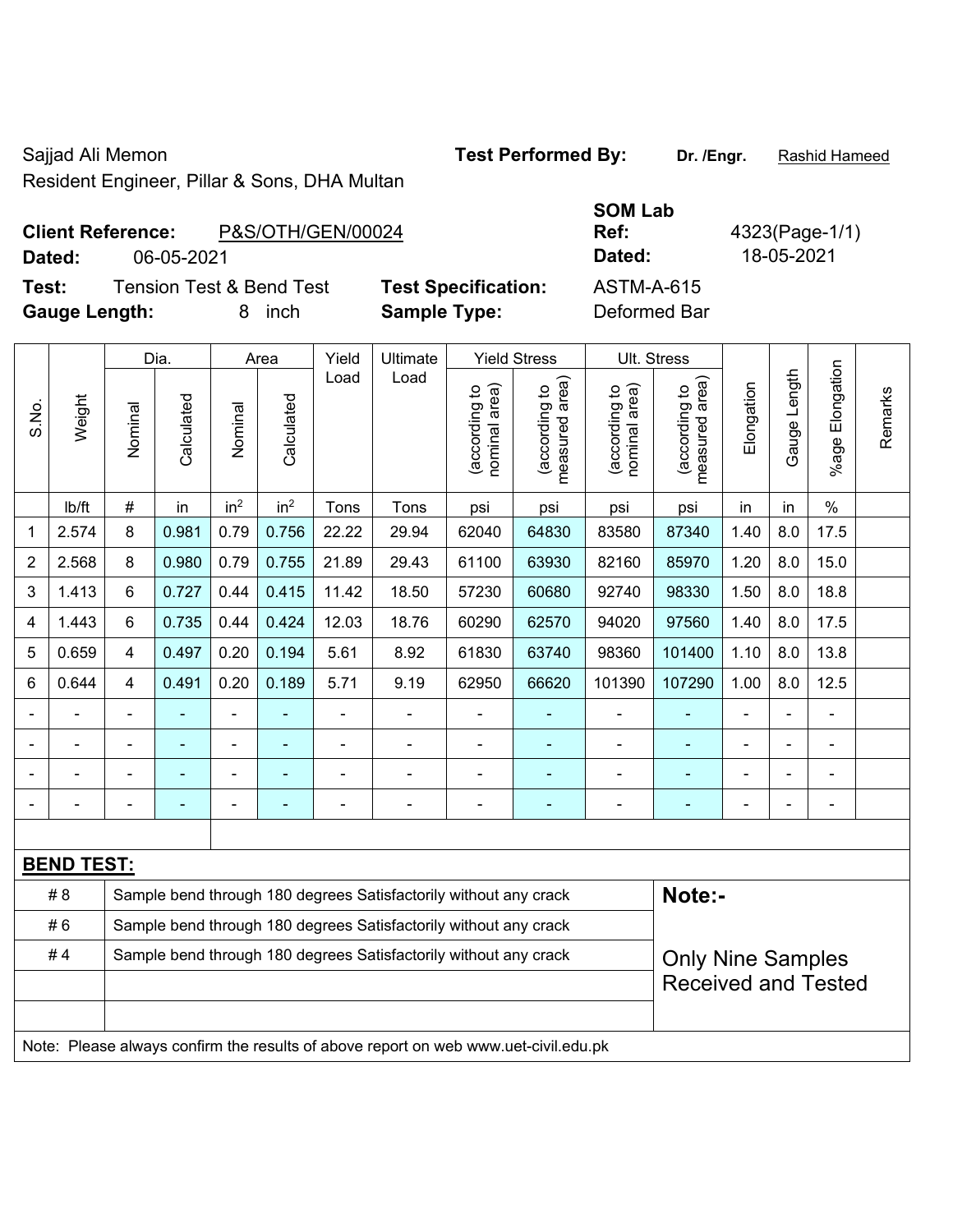Sajjad Ali Memon
Resident Engineer, Pillar & Sons, DHA Multan

**Test Performed By:** **Dr. /Engr.** Rashid Hameed

**Client Reference:** P&S/OTH/GEN/00024
**Dated:** 06-05-2021

**SOM Lab Ref:** 4323(Page-1/1)
**Dated:** 18-05-2021

**Test:** Tension Test & Bend Test
**Gauge Length:** 8 inch

**Test Specification:** ASTM-A-615
**Sample Type:** Deformed Bar

| S.No. | Weight | Dia. | | Area | | Yield Load | Ultimate Load | Yield Stress | | Ult. Stress | | Elongation | Gauge Length | %age Elongation | Remarks |
|---|---|---|---|---|---|---|---|---|---|---|---|---|---|---|---|
| | | Nominal | Calculated | Nominal | Calculated | | | (according to nominal area) | (according to measured area) | (according to nominal area) | (according to measured area) | | | | |
| | lb/ft | # | in | in² | in² | Tons | Tons | psi | psi | psi | psi | in | in | % | |
| 1 | 2.574 | 8 | 0.981 | 0.79 | 0.756 | 22.22 | 29.94 | 62040 | 64830 | 83580 | 87340 | 1.40 | 8.0 | 17.5 | |
| 2 | 2.568 | 8 | 0.980 | 0.79 | 0.755 | 21.89 | 29.43 | 61100 | 63930 | 82160 | 85970 | 1.20 | 8.0 | 15.0 | |
| 3 | 1.413 | 6 | 0.727 | 0.44 | 0.415 | 11.42 | 18.50 | 57230 | 60680 | 92740 | 98330 | 1.50 | 8.0 | 18.8 | |
| 4 | 1.443 | 6 | 0.735 | 0.44 | 0.424 | 12.03 | 18.76 | 60290 | 62570 | 94020 | 97560 | 1.40 | 8.0 | 17.5 | |
| 5 | 0.659 | 4 | 0.497 | 0.20 | 0.194 | 5.61 | 8.92 | 61830 | 63740 | 98360 | 101400 | 1.10 | 8.0 | 13.8 | |
| 6 | 0.644 | 4 | 0.491 | 0.20 | 0.189 | 5.71 | 9.19 | 62950 | 66620 | 101390 | 107290 | 1.00 | 8.0 | 12.5 | |
| - | - | - | - | - | - | - | - | - | - | - | - | - | - | - | |
| - | - | - | - | - | - | - | - | - | - | - | - | - | - | - | |
| - | - | - | - | - | - | - | - | - | - | - | - | - | - | - | |
| - | - | - | - | - | - | - | - | - | - | - | - | - | - | - | |

**BEND TEST:**

| | | |
|---|---|---|
| # 8 | Sample bend through 180 degrees Satisfactorily without any crack | **Note:-** |
| # 6 | Sample bend through 180 degrees Satisfactorily without any crack | |
| # 4 | Sample bend through 180 degrees Satisfactorily without any crack | Only Nine Samples Received and Tested |

Note: Please always confirm the results of above report on web www.uet-civil.edu.pk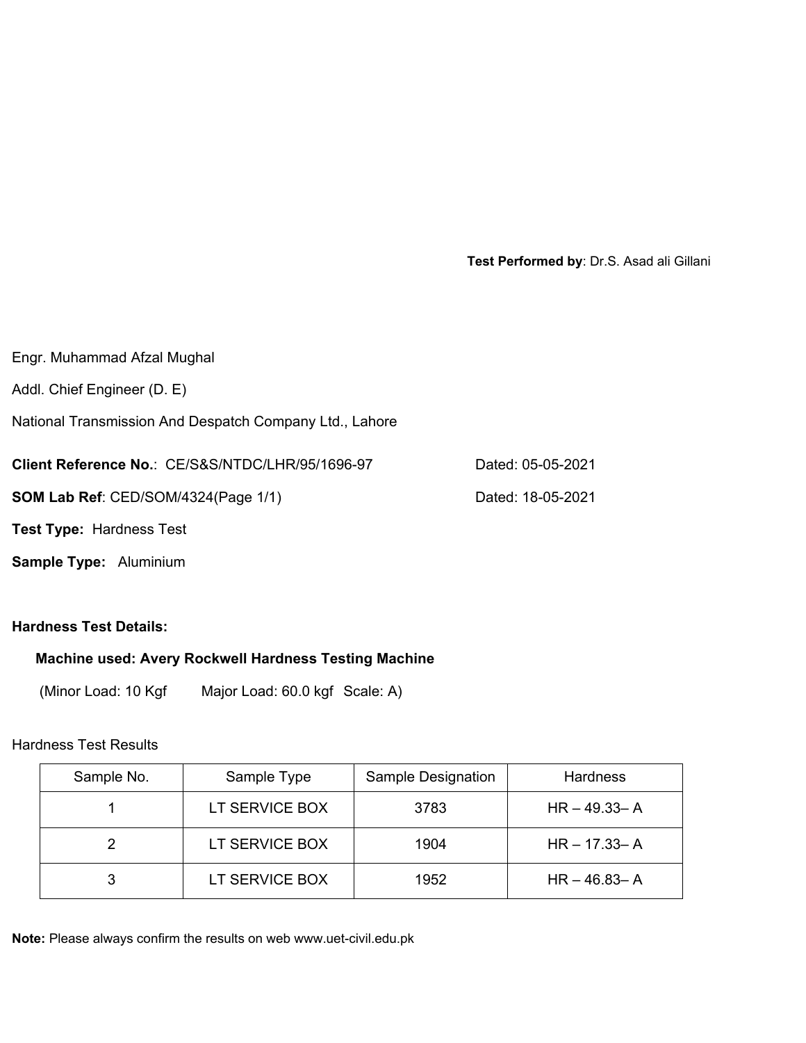**Test Performed by**: Dr.S. Asad ali Gillani

Engr. Muhammad Afzal Mughal

Addl. Chief Engineer (D. E)

National Transmission And Despatch Company Ltd., Lahore

**Client Reference No.**: CE/S&S/NTDC/LHR/95/1696-97 Dated: 05-05-2021

**SOM Lab Ref**: CED/SOM/4324(Page 1/1) Dated: 18-05-2021

**Test Type:** Hardness Test

**Sample Type:** Aluminium

**Hardness Test Details:**

**Machine used: Avery Rockwell Hardness Testing Machine**

(Minor Load: 10 Kgf Major Load: 60.0 kgf Scale: A)

Hardness Test Results

| Sample No. | Sample Type | Sample Designation | Hardness |
|---|---|---|---|
| 1 | LT SERVICE BOX | 3783 | HR – 49.33– A |
| 2 | LT SERVICE BOX | 1904 | HR – 17.33– A |
| 3 | LT SERVICE BOX | 1952 | HR – 46.83– A |

**Note:** Please always confirm the results on web www.uet-civil.edu.pk